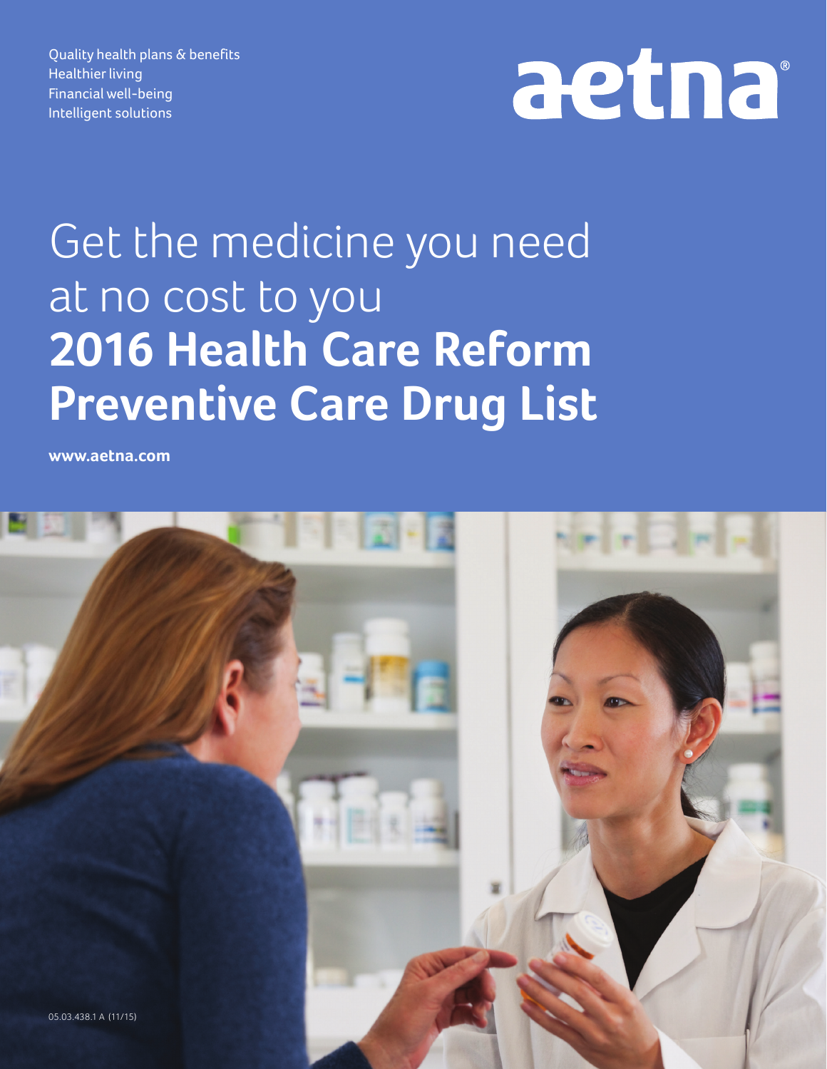Quality health plans & benefits
Healthier living
Financial well-being
Intelligent solutions

aetna®

# Get the medicine you need at no cost to you **2016 Health Care Reform Preventive Care Drug List**

**www.aetna.com**

05.03.438.1 A (11/15)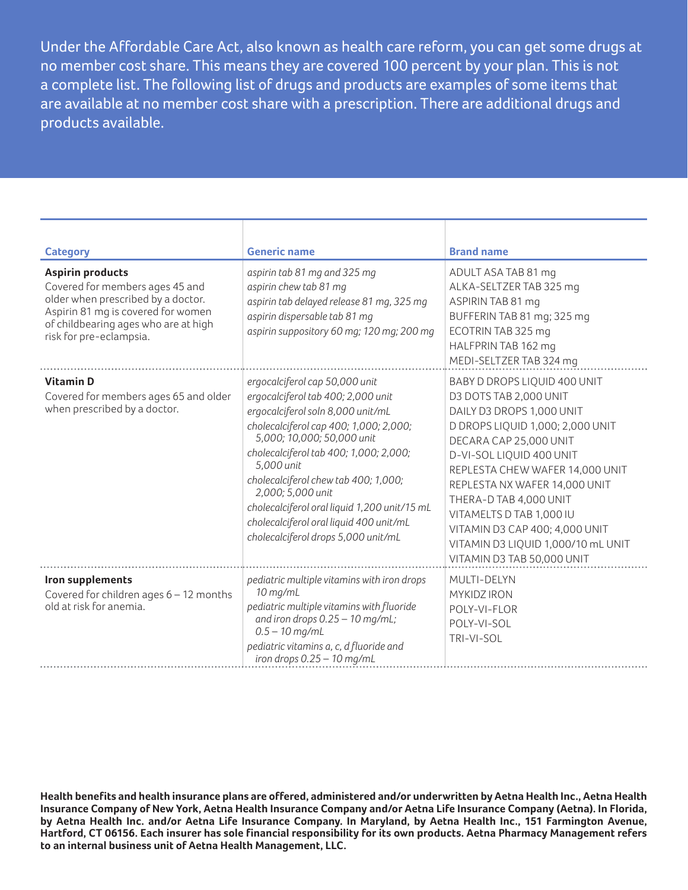Under the Affordable Care Act, also known as health care reform, you can get some drugs at no member cost share. This means they are covered 100 percent by your plan. This is not a complete list. The following list of drugs and products are examples of some items that are available at no member cost share with a prescription. There are additional drugs and products available.

| Category | Generic name | Brand name |
|---|---|---|
| **Aspirin products**<br>Covered for members ages 45 and older when prescribed by a doctor. Aspirin 81 mg is covered for women of childbearing ages who are at high risk for pre-eclampsia. | *aspirin tab 81 mg and 325 mg*<br>*aspirin chew tab 81 mg*<br>*aspirin tab delayed release 81 mg, 325 mg*<br>*aspirin dispersable tab 81 mg*<br>*aspirin suppository 60 mg; 120 mg; 200 mg* | ADULT ASA TAB 81 mg<br>ALKA-SELTZER TAB 325 mg<br>ASPIRIN TAB 81 mg<br>BUFFERIN TAB 81 mg; 325 mg<br>ECOTRIN TAB 325 mg<br>HALFPRIN TAB 162 mg<br>MEDI-SELTZER TAB 324 mg |
| **Vitamin D**<br>Covered for members ages 65 and older when prescribed by a doctor. | *ergocalciferol cap 50,000 unit*<br>*ergocalciferol tab 400; 2,000 unit*<br>*ergocalciferol soln 8,000 unit/mL*<br>*cholecalciferol cap 400; 1,000; 2,000; 5,000; 10,000; 50,000 unit*<br>*cholecalciferol tab 400; 1,000; 2,000; 5,000 unit*<br>*cholecalciferol chew tab 400; 1,000; 2,000; 5,000 unit*<br>*cholecalciferol oral liquid 1,200 unit/15 mL*<br>*cholecalciferol oral liquid 400 unit/mL*<br>*cholecalciferol drops 5,000 unit/mL* | BABY D DROPS LIQUID 400 UNIT<br>D3 DOTS TAB 2,000 UNIT<br>DAILY D3 DROPS 1,000 UNIT<br>D DROPS LIQUID 1,000; 2,000 UNIT<br>DECARA CAP 25,000 UNIT<br>D-VI-SOL LIQUID 400 UNIT<br>REPLESTA CHEW WAFER 14,000 UNIT<br>REPLESTA NX WAFER 14,000 UNIT<br>THERA-D TAB 4,000 UNIT<br>VITAMELTS D TAB 1,000 IU<br>VITAMIN D3 CAP 400; 4,000 UNIT<br>VITAMIN D3 LIQUID 1,000/10 mL UNIT<br>VITAMIN D3 TAB 50,000 UNIT |
| **Iron supplements**<br>Covered for children ages 6 – 12 months old at risk for anemia. | *pediatric multiple vitamins with iron drops 10 mg/mL*<br>*pediatric multiple vitamins with fluoride and iron drops 0.25 – 10 mg/mL; 0.5 – 10 mg/mL*<br>*pediatric vitamins a, c, d fluoride and iron drops 0.25 – 10 mg/mL* | MULTI-DELYN<br>MYKIDZ IRON<br>POLY-VI-FLOR<br>POLY-VI-SOL<br>TRI-VI-SOL |

**Health benefits and health insurance plans are offered, administered and/or underwritten by Aetna Health Inc., Aetna Health Insurance Company of New York, Aetna Health Insurance Company and/or Aetna Life Insurance Company (Aetna). In Florida, by Aetna Health Inc. and/or Aetna Life Insurance Company. In Maryland, by Aetna Health Inc., 151 Farmington Avenue, Hartford, CT 06156. Each insurer has sole financial responsibility for its own products. Aetna Pharmacy Management refers to an internal business unit of Aetna Health Management, LLC.**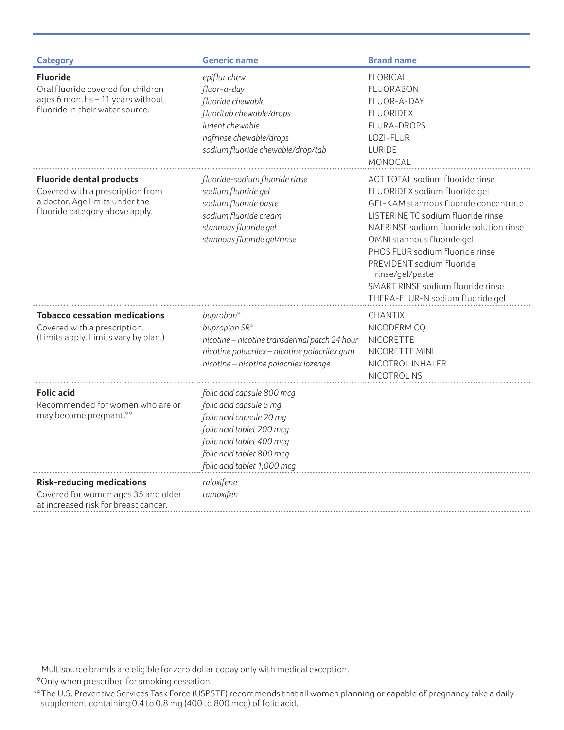| Category | Generic name | Brand name |
|---|---|---|
| **Fluoride**<br>Oral fluoride covered for children ages 6 months – 11 years without fluoride in their water source. | *epiflur chew*<br>*fluor-a-day*<br>*fluoride chewable*<br>*fluoritab chewable/drops*<br>*ludent chewable*<br>*nafrinse chewable/drops*<br>*sodium fluoride chewable/drop/tab* | FLORICAL<br>FLUORABON<br>FLUOR-A-DAY<br>FLUORIDEX<br>FLURA-DROPS<br>LOZI-FLUR<br>LURIDE<br>MONOCAL |
| **Fluoride dental products**<br>Covered with a prescription from a doctor. Age limits under the fluoride category above apply. | *fluoride-sodium fluoride rinse*<br>*sodium fluoride gel*<br>*sodium fluoride paste*<br>*sodium fluoride cream*<br>*stannous fluoride gel*<br>*stannous fluoride gel/rinse* | ACT TOTAL sodium fluoride rinse<br>FLUORIDEX sodium fluoride gel<br>GEL-KAM stannous fluoride concentrate<br>LISTERINE TC sodium fluoride rinse<br>NAFRINSE sodium fluoride solution rinse<br>OMNI stannous fluoride gel<br>PHOS FLUR sodium fluoride rinse<br>PREVIDENT sodium fluoride rinse/gel/paste<br>SMART RINSE sodium fluoride rinse<br>THERA-FLUR-N sodium fluoride gel |
| **Tobacco cessation medications**<br>Covered with a prescription. (Limits apply. Limits vary by plan.) | *buproban**<br>*bupropion SR**<br>*nicotine – nicotine transdermal patch 24 hour*<br>*nicotine polacrilex – nicotine polacrilex gum*<br>*nicotine – nicotine polacrilex lozenge* | CHANTIX<br>NICODERM CQ<br>NICORETTE<br>NICORETTE MINI<br>NICOTROL INHALER<br>NICOTROL NS |
| **Folic acid**<br>Recommended for women who are or may become pregnant.** | *folic acid capsule 800 mcg*<br>*folic acid capsule 5 mg*<br>*folic acid capsule 20 mg*<br>*folic acid tablet 200 mcg*<br>*folic acid tablet 400 mcg*<br>*folic acid tablet 800 mcg*<br>*folic acid tablet 1,000 mcg* | |
| **Risk-reducing medications**<br>Covered for women ages 35 and older at increased risk for breast cancer. | *raloxifene*<br>*tamoxifen* | |

Multisource brands are eligible for zero dollar copay only with medical exception.

*Only when prescribed for smoking cessation.

**The U.S. Preventive Services Task Force (USPSTF) recommends that all women planning or capable of pregnancy take a daily supplement containing 0.4 to 0.8 mg (400 to 800 mcg) of folic acid.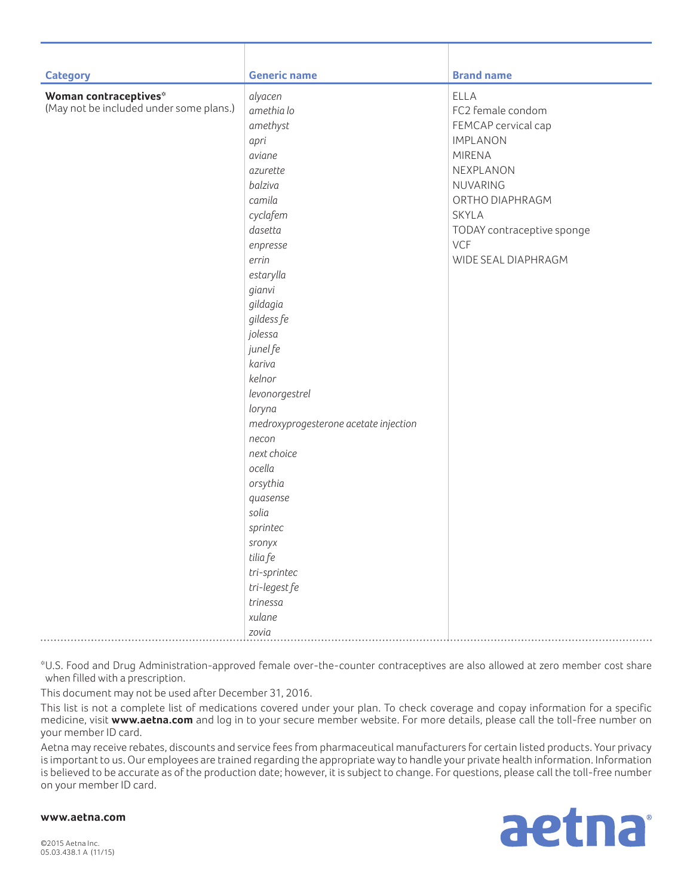| Category | Generic name | Brand name |
|---|---|---|
| **Woman contraceptives*** (May not be included under some plans.) | *alyacen* | ELLA |
| | *amethia lo* | FC2 female condom |
| | *amethyst* | FEMCAP cervical cap |
| | *apri* | IMPLANON |
| | *aviane* | MIRENA |
| | *azurette* | NEXPLANON |
| | *balziva* | NUVARING |
| | *camila* | ORTHO DIAPHRAGM |
| | *cyclafem* | SKYLA |
| | *dasetta* | TODAY contraceptive sponge |
| | *enpresse* | VCF |
| | *errin* | WIDE SEAL DIAPHRAGM |
| | *estarylla* | |
| | *gianvi* | |
| | *gildagia* | |
| | *gildess fe* | |
| | *jolessa* | |
| | *junel fe* | |
| | *kariva* | |
| | *kelnor* | |
| | *levonorgestrel* | |
| | *loryna* | |
| | *medroxyprogesterone acetate injection* | |
| | *necon* | |
| | *next choice* | |
| | *ocella* | |
| | *orsythia* | |
| | *quasense* | |
| | *solia* | |
| | *sprintec* | |
| | *sronyx* | |
| | *tilia fe* | |
| | *tri-sprintec* | |
| | *tri-legest fe* | |
| | *trinessa* | |
| | *xulane* | |
| | *zovia* | |

*U.S. Food and Drug Administration-approved female over-the-counter contraceptives are also allowed at zero member cost share when filled with a prescription.

This document may not be used after December 31, 2016.

This list is not a complete list of medications covered under your plan. To check coverage and copay information for a specific medicine, visit **www.aetna.com** and log in to your secure member website. For more details, please call the toll-free number on your member ID card.

Aetna may receive rebates, discounts and service fees from pharmaceutical manufacturers for certain listed products. Your privacy is important to us. Our employees are trained regarding the appropriate way to handle your private health information. Information is believed to be accurate as of the production date; however, it is subject to change. For questions, please call the toll-free number on your member ID card.

**www.aetna.com**

©2015 Aetna Inc.
05.03.438.1 A (11/15)

aetna®